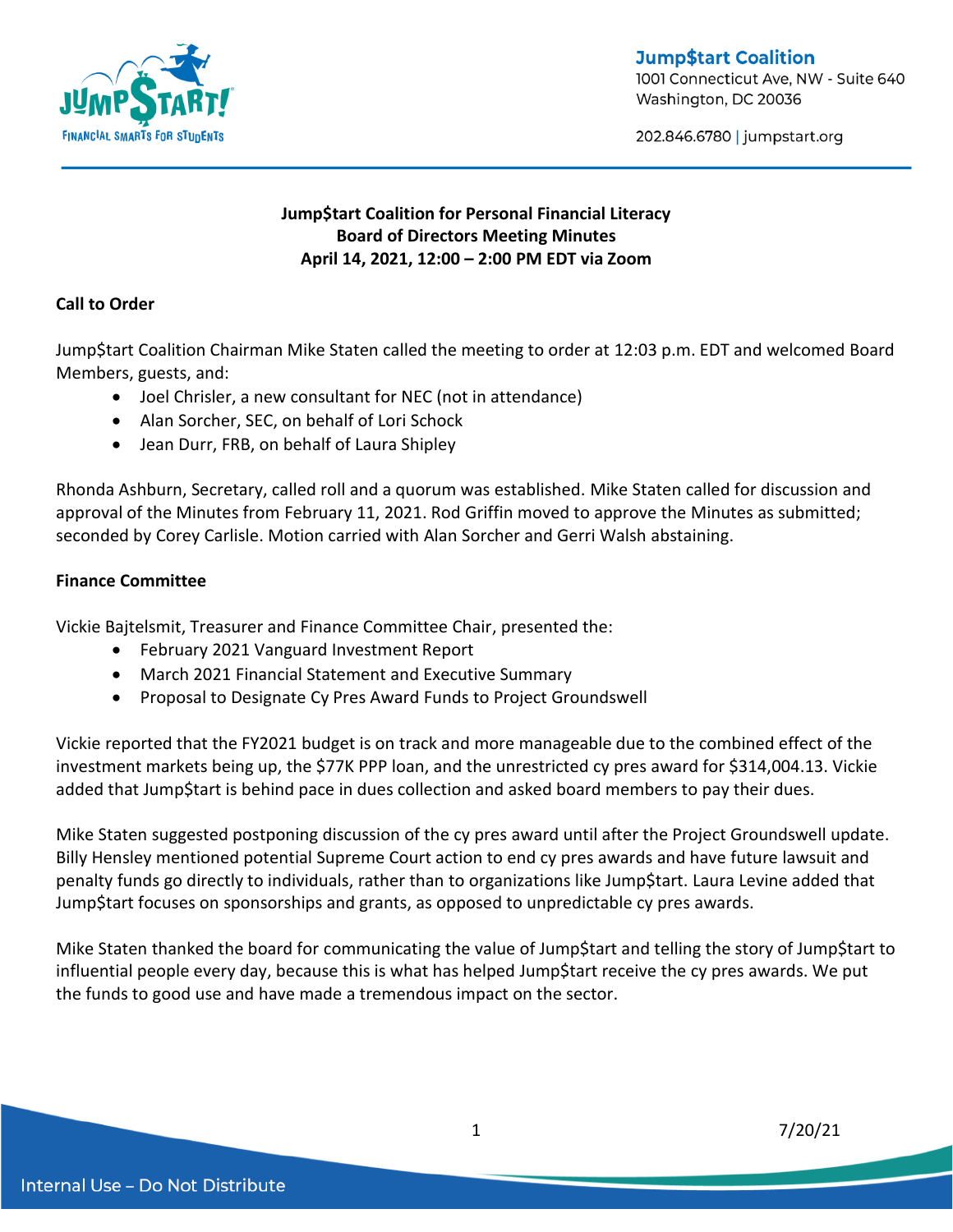**Jump$tart Coalition**
1001 Connecticut Ave, NW - Suite 640
Washington, DC 20036

202.846.6780 | jumpstart.org

# Jump$tart Coalition for Personal Financial Literacy
## Board of Directors Meeting Minutes
### April 14, 2021, 12:00 – 2:00 PM EDT via Zoom

**Call to Order**

Jump$tart Coalition Chairman Mike Staten called the meeting to order at 12:03 p.m. EDT and welcomed Board Members, guests, and:

- Joel Chrisler, a new consultant for NEC (not in attendance)
- Alan Sorcher, SEC, on behalf of Lori Schock
- Jean Durr, FRB, on behalf of Laura Shipley

Rhonda Ashburn, Secretary, called roll and a quorum was established. Mike Staten called for discussion and approval of the Minutes from February 11, 2021. Rod Griffin moved to approve the Minutes as submitted; seconded by Corey Carlisle. Motion carried with Alan Sorcher and Gerri Walsh abstaining.

**Finance Committee**

Vickie Bajtelsmit, Treasurer and Finance Committee Chair, presented the:

- February 2021 Vanguard Investment Report
- March 2021 Financial Statement and Executive Summary
- Proposal to Designate Cy Pres Award Funds to Project Groundswell

Vickie reported that the FY2021 budget is on track and more manageable due to the combined effect of the investment markets being up, the $77K PPP loan, and the unrestricted cy pres award for $314,004.13. Vickie added that Jump$tart is behind pace in dues collection and asked board members to pay their dues.

Mike Staten suggested postponing discussion of the cy pres award until after the Project Groundswell update. Billy Hensley mentioned potential Supreme Court action to end cy pres awards and have future lawsuit and penalty funds go directly to individuals, rather than to organizations like Jump$tart. Laura Levine added that Jump$tart focuses on sponsorships and grants, as opposed to unpredictable cy pres awards.

Mike Staten thanked the board for communicating the value of Jump$tart and telling the story of Jump$tart to influential people every day, because this is what has helped Jump$tart receive the cy pres awards. We put the funds to good use and have made a tremendous impact on the sector.

Internal Use – Do Not Distribute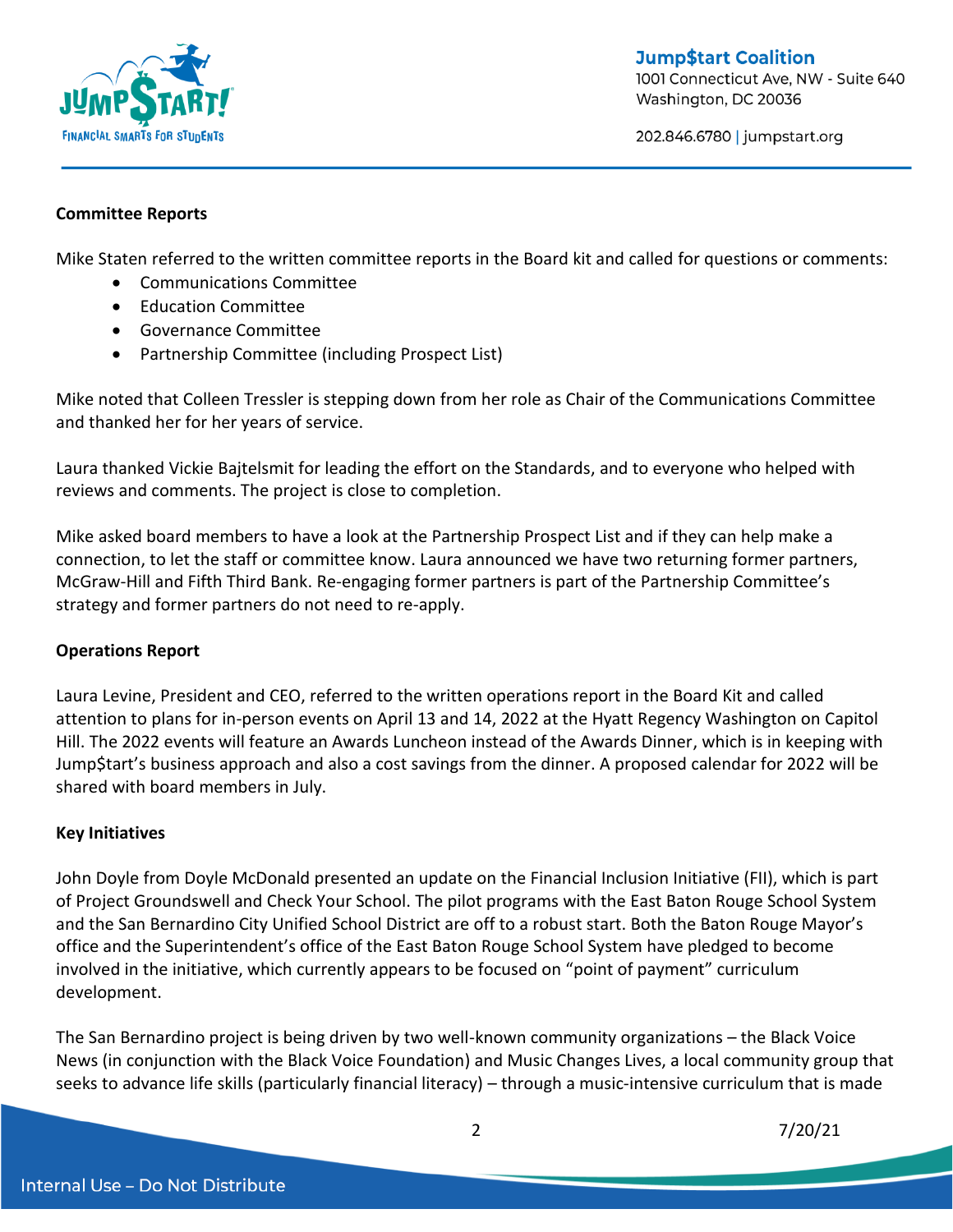**Committee Reports**

Mike Staten referred to the written committee reports in the Board kit and called for questions or comments:

- Communications Committee
- Education Committee
- Governance Committee
- Partnership Committee (including Prospect List)

Mike noted that Colleen Tressler is stepping down from her role as Chair of the Communications Committee and thanked her for her years of service.

Laura thanked Vickie Bajtelsmit for leading the effort on the Standards, and to everyone who helped with reviews and comments. The project is close to completion.

Mike asked board members to have a look at the Partnership Prospect List and if they can help make a connection, to let the staff or committee know. Laura announced we have two returning former partners, McGraw-Hill and Fifth Third Bank. Re-engaging former partners is part of the Partnership Committee's strategy and former partners do not need to re-apply.

**Operations Report**

Laura Levine, President and CEO, referred to the written operations report in the Board Kit and called attention to plans for in-person events on April 13 and 14, 2022 at the Hyatt Regency Washington on Capitol Hill. The 2022 events will feature an Awards Luncheon instead of the Awards Dinner, which is in keeping with Jump$tart's business approach and also a cost savings from the dinner. A proposed calendar for 2022 will be shared with board members in July.

**Key Initiatives**

John Doyle from Doyle McDonald presented an update on the Financial Inclusion Initiative (FII), which is part of Project Groundswell and Check Your School. The pilot programs with the East Baton Rouge School System and the San Bernardino City Unified School District are off to a robust start. Both the Baton Rouge Mayor's office and the Superintendent's office of the East Baton Rouge School System have pledged to become involved in the initiative, which currently appears to be focused on "point of payment" curriculum development.

The San Bernardino project is being driven by two well-known community organizations – the Black Voice News (in conjunction with the Black Voice Foundation) and Music Changes Lives, a local community group that seeks to advance life skills (particularly financial literacy) – through a music-intensive curriculum that is made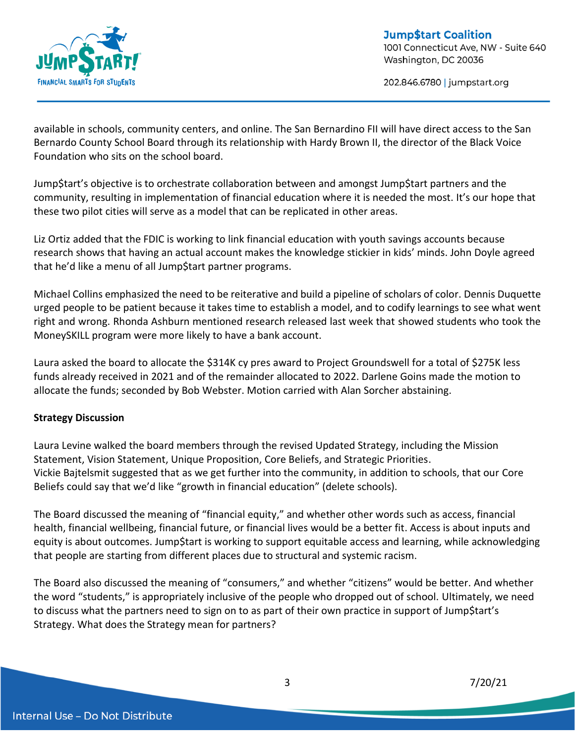available in schools, community centers, and online. The San Bernardino FII will have direct access to the San Bernardo County School Board through its relationship with Hardy Brown II, the director of the Black Voice Foundation who sits on the school board.

Jump$tart's objective is to orchestrate collaboration between and amongst Jump$tart partners and the community, resulting in implementation of financial education where it is needed the most. It's our hope that these two pilot cities will serve as a model that can be replicated in other areas.

Liz Ortiz added that the FDIC is working to link financial education with youth savings accounts because research shows that having an actual account makes the knowledge stickier in kids' minds. John Doyle agreed that he'd like a menu of all Jump$tart partner programs.

Michael Collins emphasized the need to be reiterative and build a pipeline of scholars of color. Dennis Duquette urged people to be patient because it takes time to establish a model, and to codify learnings to see what went right and wrong. Rhonda Ashburn mentioned research released last week that showed students who took the MoneySKILL program were more likely to have a bank account.

Laura asked the board to allocate the $314K cy pres award to Project Groundswell for a total of $275K less funds already received in 2021 and of the remainder allocated to 2022. Darlene Goins made the motion to allocate the funds; seconded by Bob Webster. Motion carried with Alan Sorcher abstaining.

**Strategy Discussion**

Laura Levine walked the board members through the revised Updated Strategy, including the Mission Statement, Vision Statement, Unique Proposition, Core Beliefs, and Strategic Priorities.
Vickie Bajtelsmit suggested that as we get further into the community, in addition to schools, that our Core Beliefs could say that we'd like "growth in financial education" (delete schools).

The Board discussed the meaning of "financial equity," and whether other words such as access, financial health, financial wellbeing, financial future, or financial lives would be a better fit. Access is about inputs and equity is about outcomes. Jump$tart is working to support equitable access and learning, while acknowledging that people are starting from different places due to structural and systemic racism.

The Board also discussed the meaning of "consumers," and whether "citizens" would be better. And whether the word "students," is appropriately inclusive of the people who dropped out of school. Ultimately, we need to discuss what the partners need to sign on to as part of their own practice in support of Jump$tart's Strategy. What does the Strategy mean for partners?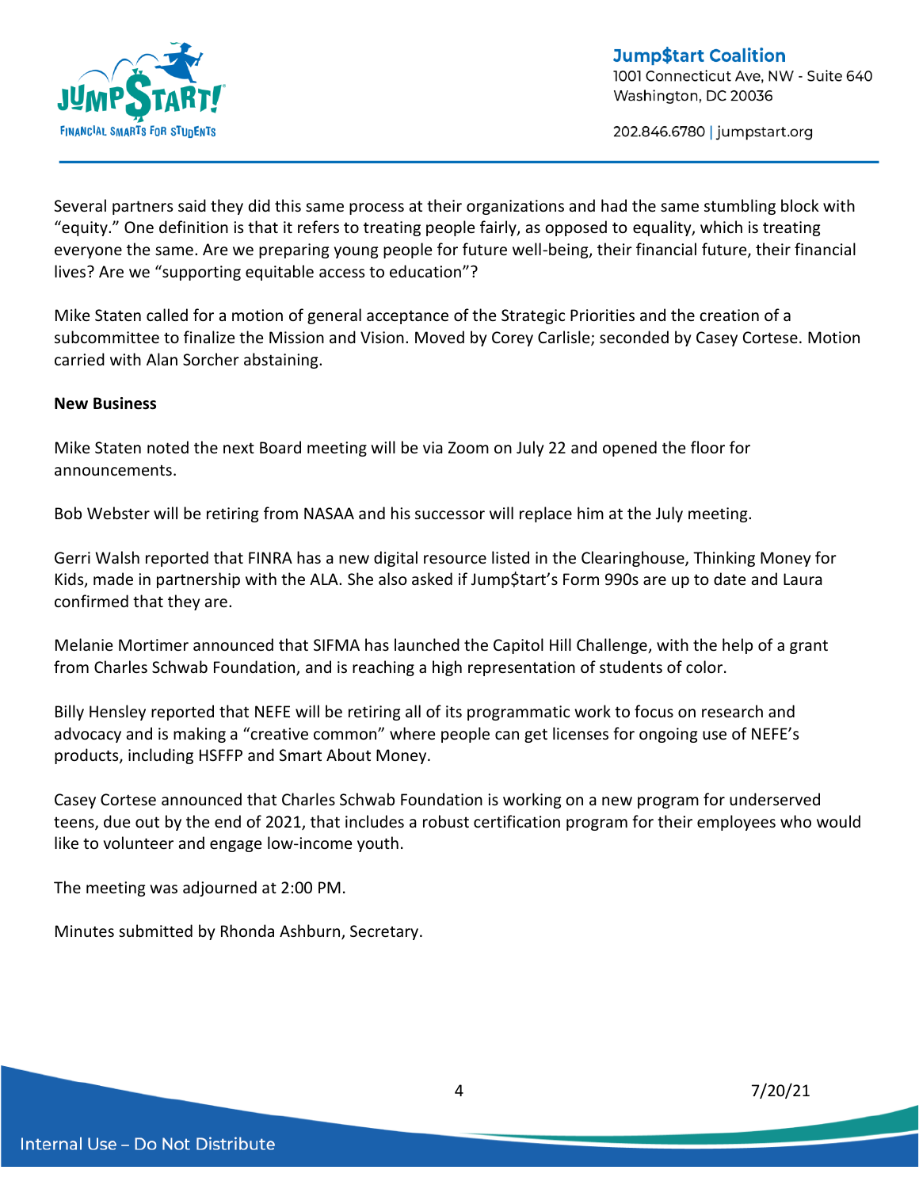Several partners said they did this same process at their organizations and had the same stumbling block with "equity." One definition is that it refers to treating people fairly, as opposed to equality, which is treating everyone the same. Are we preparing young people for future well-being, their financial future, their financial lives? Are we "supporting equitable access to education"?

Mike Staten called for a motion of general acceptance of the Strategic Priorities and the creation of a subcommittee to finalize the Mission and Vision. Moved by Corey Carlisle; seconded by Casey Cortese. Motion carried with Alan Sorcher abstaining.

**New Business**

Mike Staten noted the next Board meeting will be via Zoom on July 22 and opened the floor for announcements.

Bob Webster will be retiring from NASAA and his successor will replace him at the July meeting.

Gerri Walsh reported that FINRA has a new digital resource listed in the Clearinghouse, Thinking Money for Kids, made in partnership with the ALA. She also asked if Jump$tart's Form 990s are up to date and Laura confirmed that they are.

Melanie Mortimer announced that SIFMA has launched the Capitol Hill Challenge, with the help of a grant from Charles Schwab Foundation, and is reaching a high representation of students of color.

Billy Hensley reported that NEFE will be retiring all of its programmatic work to focus on research and advocacy and is making a "creative common" where people can get licenses for ongoing use of NEFE's products, including HSFFP and Smart About Money.

Casey Cortese announced that Charles Schwab Foundation is working on a new program for underserved teens, due out by the end of 2021, that includes a robust certification program for their employees who would like to volunteer and engage low-income youth.

The meeting was adjourned at 2:00 PM.

Minutes submitted by Rhonda Ashburn, Secretary.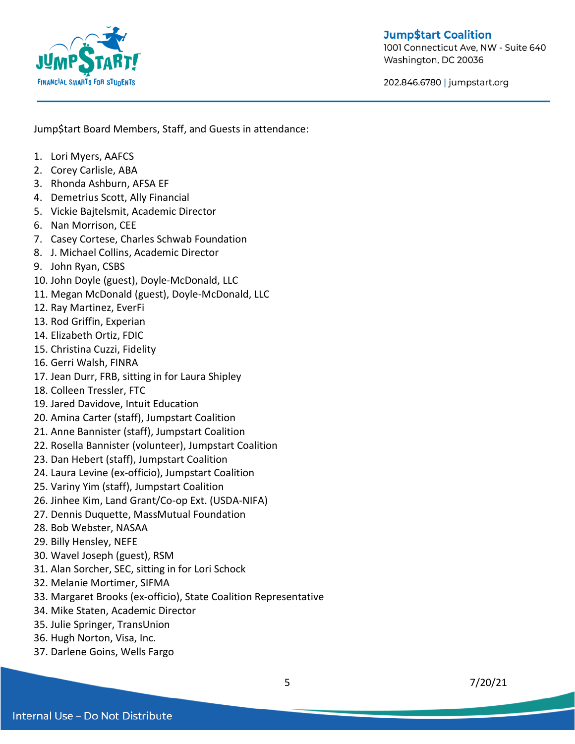Jump$tart Board Members, Staff, and Guests in attendance:

1. Lori Myers, AAFCS
2. Corey Carlisle, ABA
3. Rhonda Ashburn, AFSA EF
4. Demetrius Scott, Ally Financial
5. Vickie Bajtelsmit, Academic Director
6. Nan Morrison, CEE
7. Casey Cortese, Charles Schwab Foundation
8. J. Michael Collins, Academic Director
9. John Ryan, CSBS
10. John Doyle (guest), Doyle-McDonald, LLC
11. Megan McDonald (guest), Doyle-McDonald, LLC
12. Ray Martinez, EverFi
13. Rod Griffin, Experian
14. Elizabeth Ortiz, FDIC
15. Christina Cuzzi, Fidelity
16. Gerri Walsh, FINRA
17. Jean Durr, FRB, sitting in for Laura Shipley
18. Colleen Tressler, FTC
19. Jared Davidove, Intuit Education
20. Amina Carter (staff), Jumpstart Coalition
21. Anne Bannister (staff), Jumpstart Coalition
22. Rosella Bannister (volunteer), Jumpstart Coalition
23. Dan Hebert (staff), Jumpstart Coalition
24. Laura Levine (ex-officio), Jumpstart Coalition
25. Variny Yim (staff), Jumpstart Coalition
26. Jinhee Kim, Land Grant/Co-op Ext. (USDA-NIFA)
27. Dennis Duquette, MassMutual Foundation
28. Bob Webster, NASAA
29. Billy Hensley, NEFE
30. Wavel Joseph (guest), RSM
31. Alan Sorcher, SEC, sitting in for Lori Schock
32. Melanie Mortimer, SIFMA
33. Margaret Brooks (ex-officio), State Coalition Representative
34. Mike Staten, Academic Director
35. Julie Springer, TransUnion
36. Hugh Norton, Visa, Inc.
37. Darlene Goins, Wells Fargo